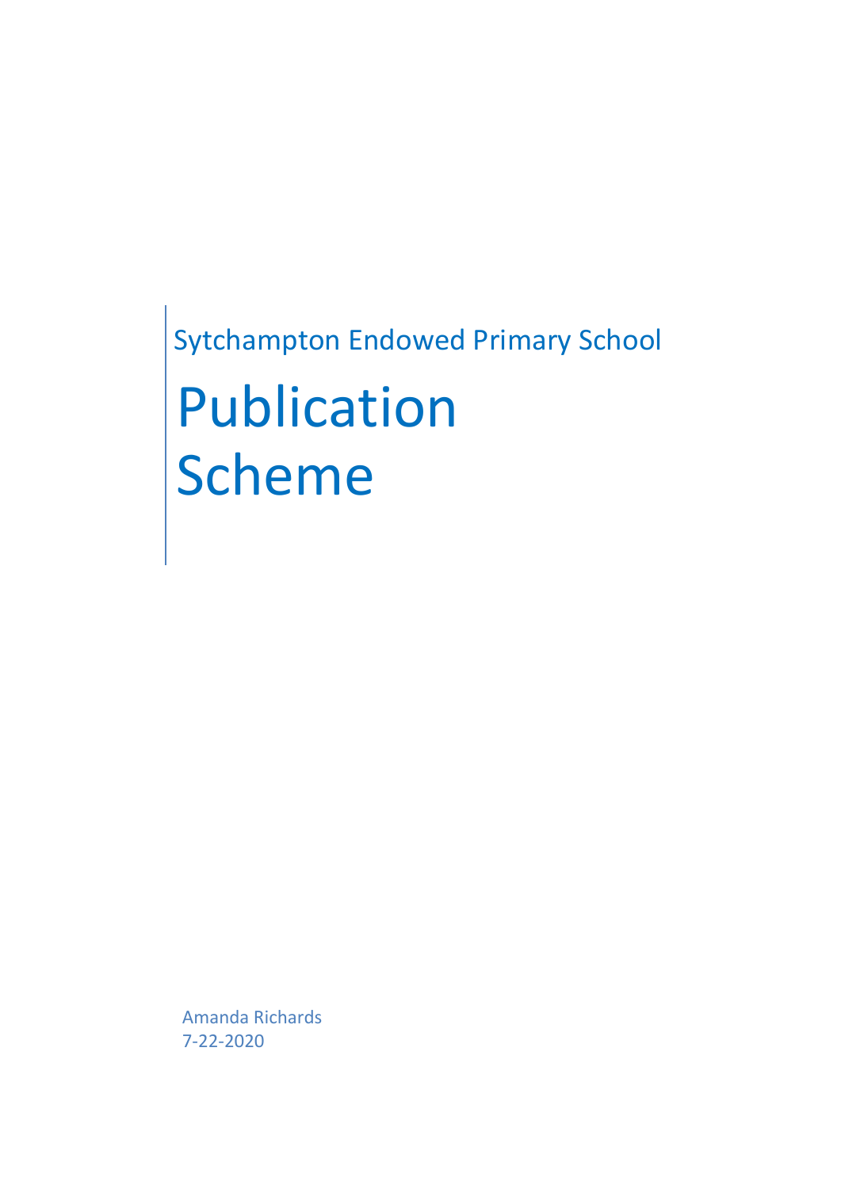Sytchampton Endowed Primary School

# Publication Scheme

Amanda Richards
7-22-2020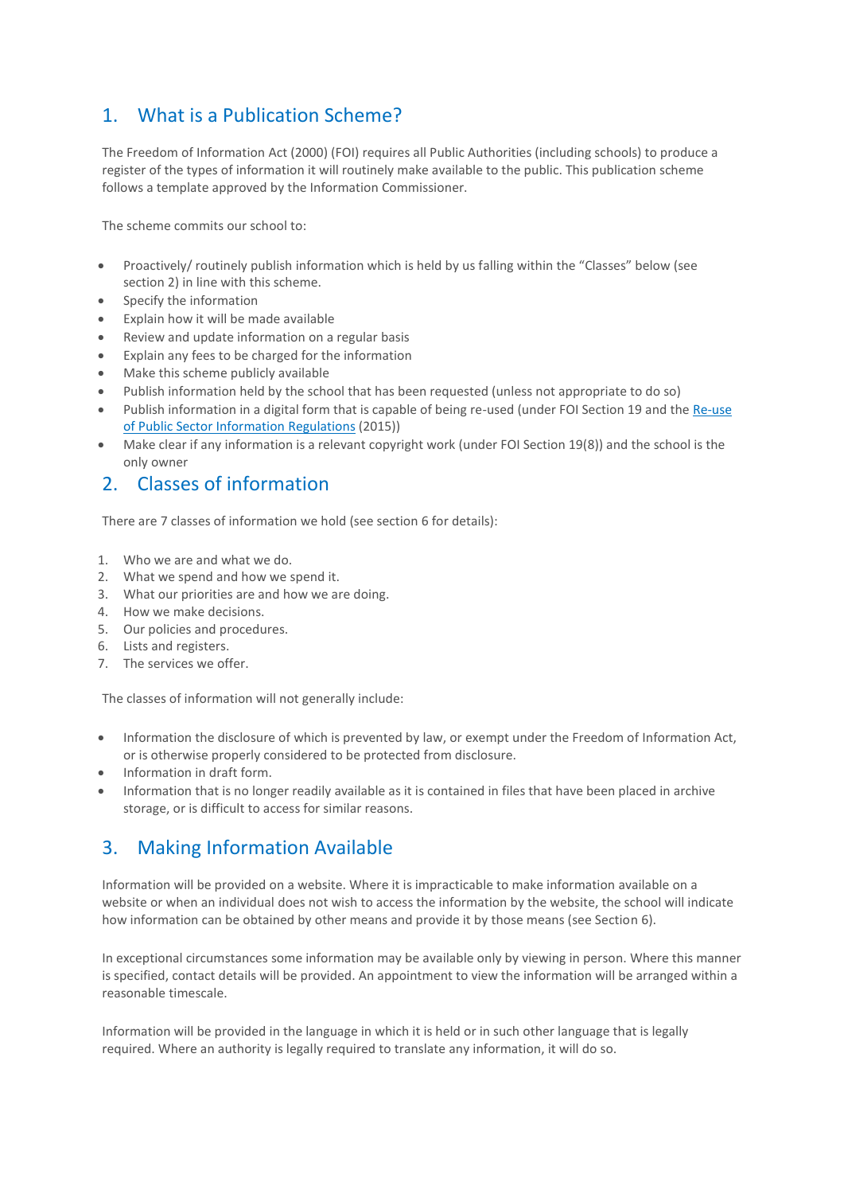## 1. What is a Publication Scheme?

The Freedom of Information Act (2000) (FOI) requires all Public Authorities (including schools) to produce a register of the types of information it will routinely make available to the public. This publication scheme follows a template approved by the Information Commissioner.

The scheme commits our school to:

- Proactively/ routinely publish information which is held by us falling within the "Classes" below (see section 2) in line with this scheme.
- Specify the information
- Explain how it will be made available
- Review and update information on a regular basis
- Explain any fees to be charged for the information
- Make this scheme publicly available
- Publish information held by the school that has been requested (unless not appropriate to do so)
- Publish information in a digital form that is capable of being re-used (under FOI Section 19 and the Re-use of Public Sector Information Regulations (2015))
- Make clear if any information is a relevant copyright work (under FOI Section 19(8)) and the school is the only owner

## 2. Classes of information

There are 7 classes of information we hold (see section 6 for details):

1. Who we are and what we do.
2. What we spend and how we spend it.
3. What our priorities are and how we are doing.
4. How we make decisions.
5. Our policies and procedures.
6. Lists and registers.
7. The services we offer.

The classes of information will not generally include:

- Information the disclosure of which is prevented by law, or exempt under the Freedom of Information Act, or is otherwise properly considered to be protected from disclosure.
- Information in draft form.
- Information that is no longer readily available as it is contained in files that have been placed in archive storage, or is difficult to access for similar reasons.

## 3. Making Information Available

Information will be provided on a website. Where it is impracticable to make information available on a website or when an individual does not wish to access the information by the website, the school will indicate how information can be obtained by other means and provide it by those means (see Section 6).

In exceptional circumstances some information may be available only by viewing in person. Where this manner is specified, contact details will be provided. An appointment to view the information will be arranged within a reasonable timescale.

Information will be provided in the language in which it is held or in such other language that is legally required. Where an authority is legally required to translate any information, it will do so.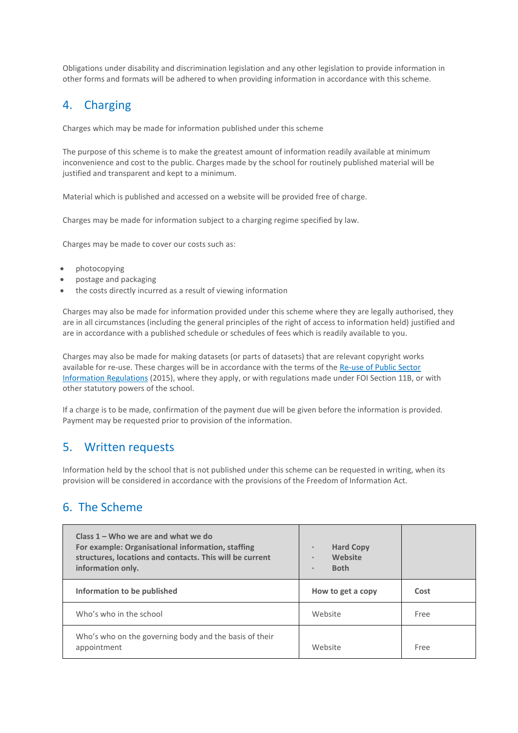Obligations under disability and discrimination legislation and any other legislation to provide information in other forms and formats will be adhered to when providing information in accordance with this scheme.

## 4. Charging

Charges which may be made for information published under this scheme

The purpose of this scheme is to make the greatest amount of information readily available at minimum inconvenience and cost to the public. Charges made by the school for routinely published material will be justified and transparent and kept to a minimum.

Material which is published and accessed on a website will be provided free of charge.

Charges may be made for information subject to a charging regime specified by law.

Charges may be made to cover our costs such as:

- photocopying
- postage and packaging
- the costs directly incurred as a result of viewing information

Charges may also be made for information provided under this scheme where they are legally authorised, they are in all circumstances (including the general principles of the right of access to information held) justified and are in accordance with a published schedule or schedules of fees which is readily available to you.

Charges may also be made for making datasets (or parts of datasets) that are relevant copyright works available for re-use. These charges will be in accordance with the terms of the Re-use of Public Sector Information Regulations (2015), where they apply, or with regulations made under FOI Section 11B, or with other statutory powers of the school.

If a charge is to be made, confirmation of the payment due will be given before the information is provided. Payment may be requested prior to provision of the information.

## 5. Written requests

Information held by the school that is not published under this scheme can be requested in writing, when its provision will be considered in accordance with the provisions of the Freedom of Information Act.

## 6. The Scheme

| **Class 1 – Who we are and what we do**<br>**For example: Organisational information, staffing structures, locations and contacts. This will be current information only.** | · **Hard Copy**<br>· **Website**<br>· **Both** | |
|---|---|---|
| **Information to be published** | **How to get a copy** | **Cost** |
| Who's who in the school | Website | Free |
| Who's who on the governing body and the basis of their appointment | Website | Free |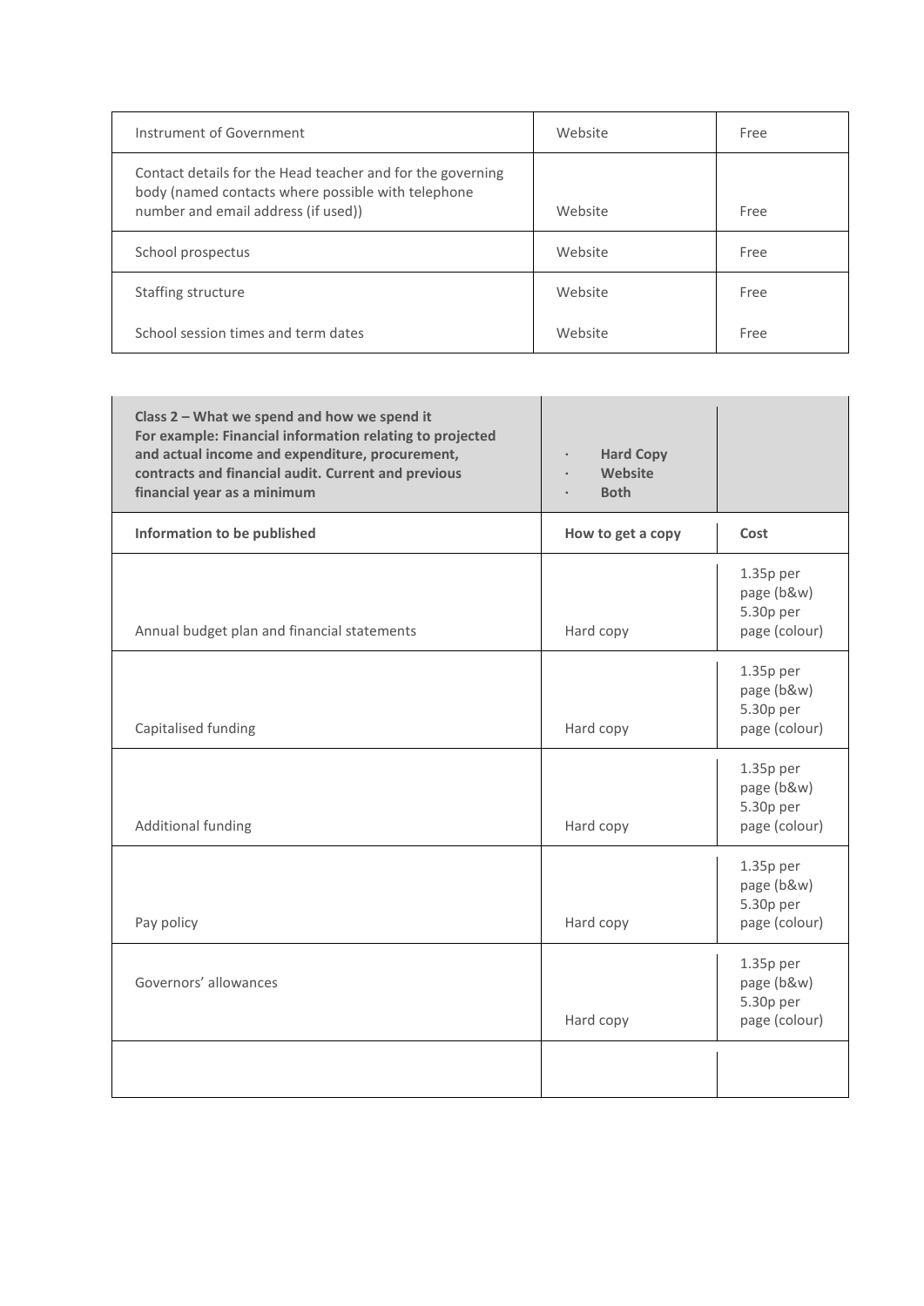| Instrument of Government | Website | Free |
|---|---|---|
| Contact details for the Head teacher and for the governing body (named contacts where possible with telephone number and email address (if used)) | Website | Free |
| School prospectus | Website | Free |
| Staffing structure | Website | Free |
| School session times and term dates | Website | Free |

| **Class 2 – What we spend and how we spend it**<br>**For example: Financial information relating to projected and actual income and expenditure, procurement, contracts and financial audit. Current and previous financial year as a minimum** | · **Hard Copy**<br>· **Website**<br>· **Both** | |
|---|---|---|
| **Information to be published** | **How to get a copy** | **Cost** |
| Annual budget plan and financial statements | Hard copy | 1.35p per page (b&w)<br>5.30p per page (colour) |
| Capitalised funding | Hard copy | 1.35p per page (b&w)<br>5.30p per page (colour) |
| Additional funding | Hard copy | 1.35p per page (b&w)<br>5.30p per page (colour) |
| Pay policy | Hard copy | 1.35p per page (b&w)<br>5.30p per page (colour) |
| Governors' allowances | Hard copy | 1.35p per page (b&w)<br>5.30p per page (colour) |
| | | |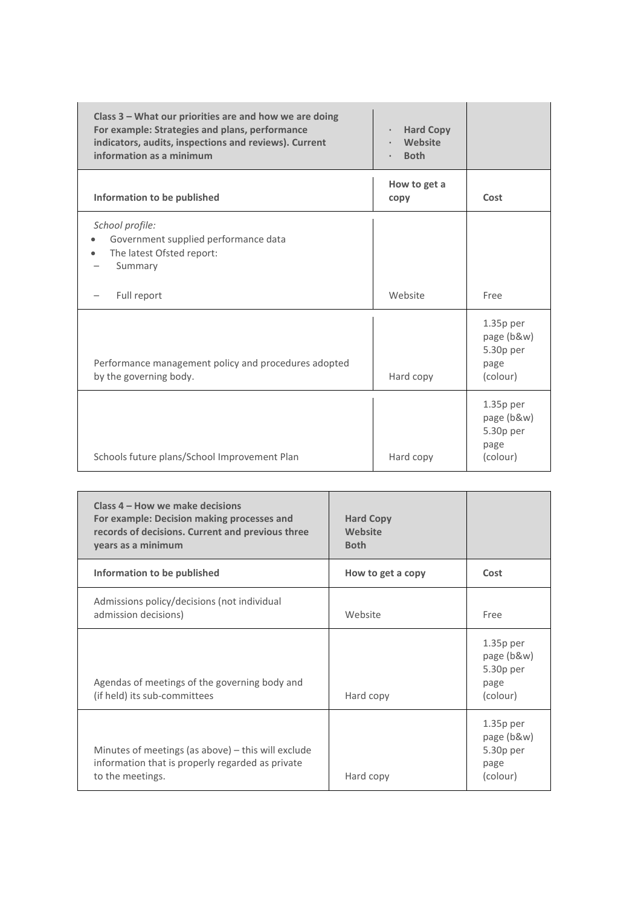| **Class 3 – What our priorities are and how we are doing For example: Strategies and plans, performance indicators, audits, inspections and reviews). Current information as a minimum** | **· Hard Copy<br>· Website<br>· Both** | |
|---|---|---|
| **Information to be published** | **How to get a copy** | **Cost** |
| *School profile:*<br>• Government supplied performance data<br>• The latest Ofsted report:<br>– Summary<br><br>– Full report | Website | Free |
| Performance management policy and procedures adopted by the governing body. | Hard copy | 1.35p per page (b&w) 5.30p per page (colour) |
| Schools future plans/School Improvement Plan | Hard copy | 1.35p per page (b&w) 5.30p per page (colour) |

| **Class 4 – How we make decisions For example: Decision making processes and records of decisions. Current and previous three years as a minimum** | **Hard Copy<br>Website<br>Both** | |
|---|---|---|
| **Information to be published** | **How to get a copy** | **Cost** |
| Admissions policy/decisions (not individual admission decisions) | Website | Free |
| Agendas of meetings of the governing body and (if held) its sub-committees | Hard copy | 1.35p per page (b&w) 5.30p per page (colour) |
| Minutes of meetings (as above) – this will exclude information that is properly regarded as private to the meetings. | Hard copy | 1.35p per page (b&w) 5.30p per page (colour) |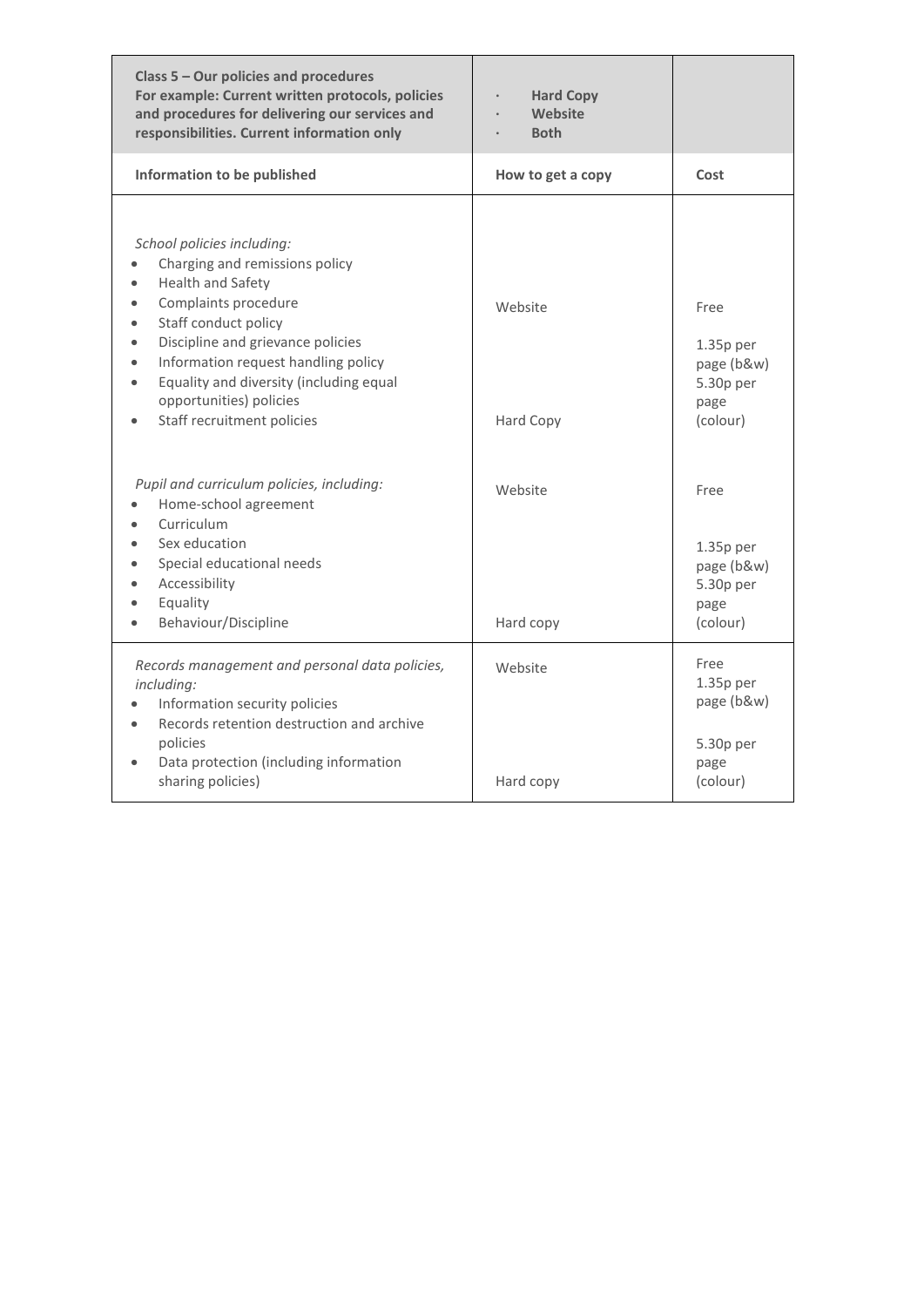| **Class 5 – Our policies and procedures**<br>**For example: Current written protocols, policies and procedures for delivering our services and responsibilities. Current information only** | · **Hard Copy**<br>· **Website**<br>· **Both** | |
|---|---|---|
| **Information to be published** | **How to get a copy** | **Cost** |
| *School policies including:*<br>• Charging and remissions policy<br>• Health and Safety<br>• Complaints procedure<br>• Staff conduct policy<br>• Discipline and grievance policies<br>• Information request handling policy<br>• Equality and diversity (including equal opportunities) policies<br>• Staff recruitment policies | Website<br><br>Hard Copy | Free<br><br>1.35p per page (b&w)<br>5.30p per page (colour) |
| *Pupil and curriculum policies, including:*<br>• Home-school agreement<br>• Curriculum<br>• Sex education<br>• Special educational needs<br>• Accessibility<br>• Equality<br>• Behaviour/Discipline | Website<br><br>Hard copy | Free<br><br>1.35p per page (b&w)<br>5.30p per page (colour) |
| *Records management and personal data policies, including:*<br>• Information security policies<br>• Records retention destruction and archive policies<br>• Data protection (including information sharing policies) | Website<br><br>Hard copy | Free<br>1.35p per page (b&w)<br><br>5.30p per page (colour) |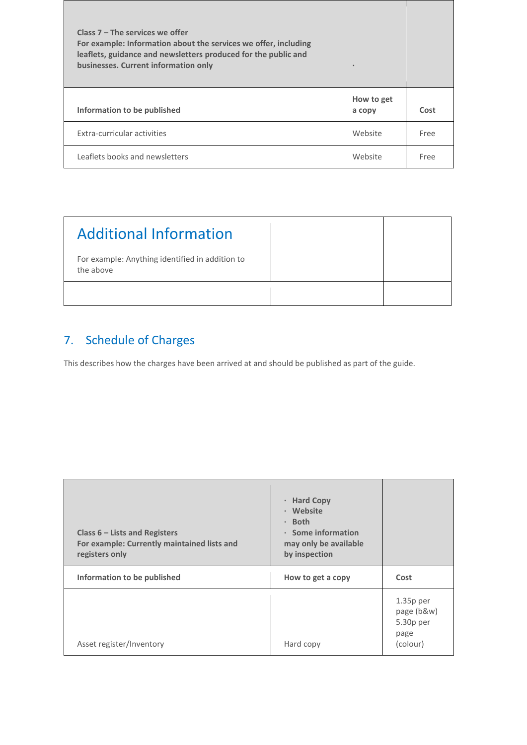| **Class 7 – The services we offer**<br>**For example: Information about the services we offer, including leaflets, guidance and newsletters produced for the public and businesses. Current information only** | · | |
|---|---|---|
| **Information to be published** | **How to get a copy** | **Cost** |
| Extra-curricular activities | Website | Free |
| Leaflets books and newsletters | Website | Free |

| Additional Information<br><br>For example: Anything identified in addition to the above | | |
|---|---|---|
| | | |

## 7. Schedule of Charges

This describes how the charges have been arrived at and should be published as part of the guide.

| **Class 6 – Lists and Registers**<br>**For example: Currently maintained lists and registers only** | · **Hard Copy**<br>· **Website**<br>· **Both**<br>· **Some information may only be available by inspection** | |
|---|---|---|
| **Information to be published** | **How to get a copy** | **Cost** |
| Asset register/Inventory | Hard copy | 1.35p per page (b&w)<br>5.30p per page (colour) |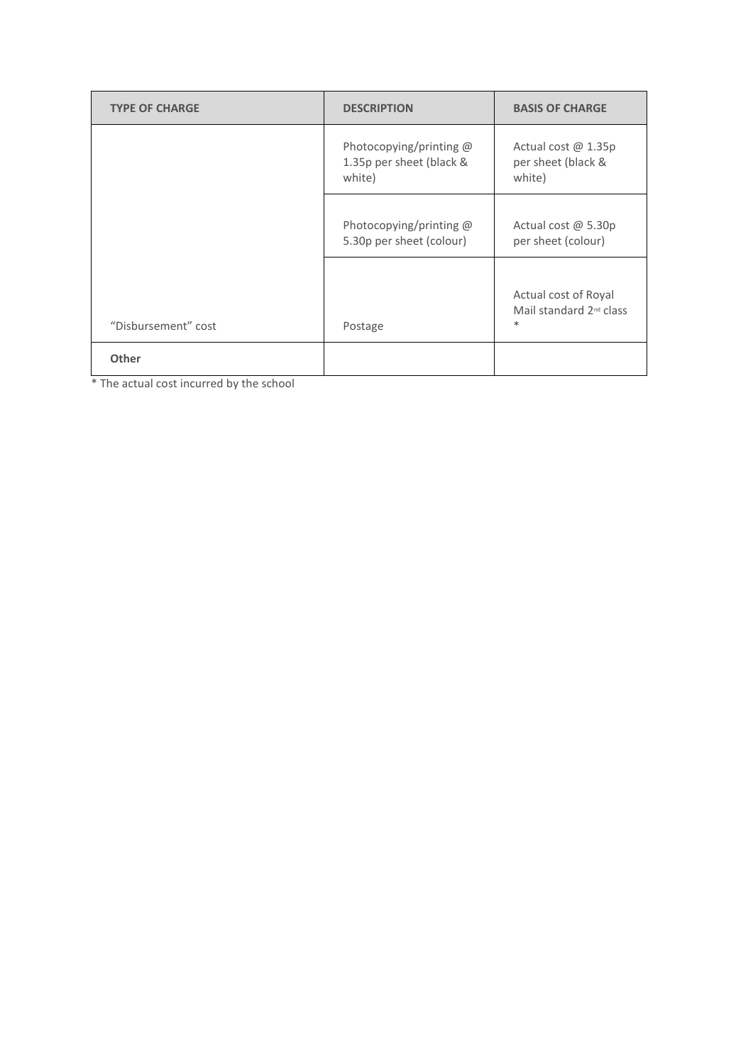| TYPE OF CHARGE | DESCRIPTION | BASIS OF CHARGE |
|---|---|---|
| | Photocopying/printing @ 1.35p per sheet (black & white) | Actual cost @ 1.35p per sheet (black & white) |
| | Photocopying/printing @ 5.30p per sheet (colour) | Actual cost @ 5.30p per sheet (colour) |
| "Disbursement" cost | Postage | Actual cost of Royal Mail standard 2nd class * |
| **Other** | | |

* The actual cost incurred by the school